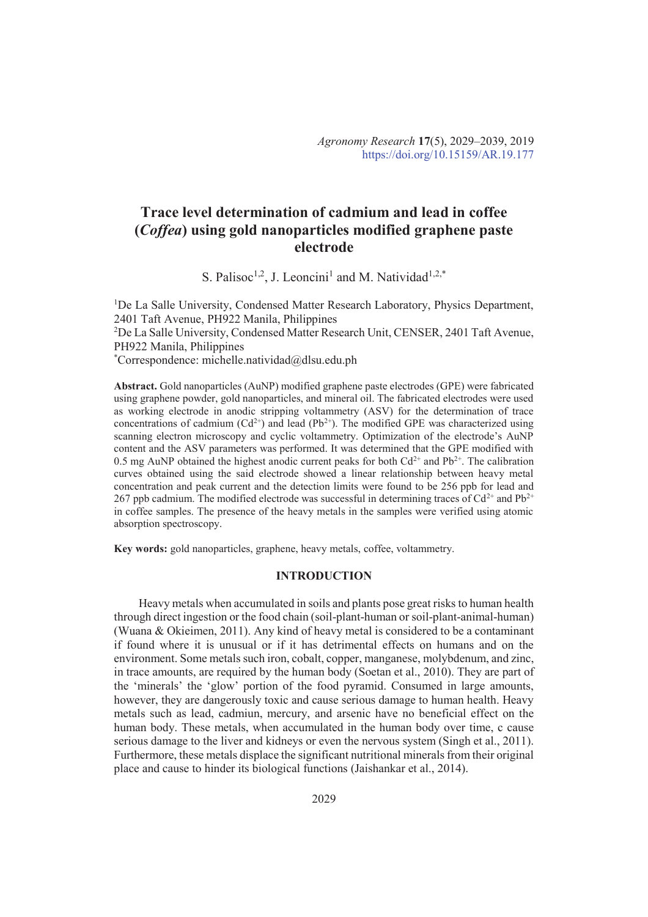# Trace level determination of cadmium and lead in coffee (*Coffea*) using gold nanoparticles modified graphene paste electrode

S. Palisoc[1,2], J. Leoncini[1] and M. Natividad[1,2,*]

[1]De La Salle University, Condensed Matter Research Laboratory, Physics Department, 2401 Taft Avenue, PH922 Manila, Philippines

[2]De La Salle University, Condensed Matter Research Unit, CENSER, 2401 Taft Avenue, PH922 Manila, Philippines

[*]Correspondence: michelle.natividad@dlsu.edu.ph

**Abstract.** Gold nanoparticles (AuNP) modified graphene paste electrodes (GPE) were fabricated using graphene powder, gold nanoparticles, and mineral oil. The fabricated electrodes were used as working electrode in anodic stripping voltammetry (ASV) for the determination of trace concentrations of cadmium ($Cd^{2+}$) and lead ($Pb^{2+}$). The modified GPE was characterized using scanning electron microscopy and cyclic voltammetry. Optimization of the electrode's AuNP content and the ASV parameters was performed. It was determined that the GPE modified with 0.5 mg AuNP obtained the highest anodic current peaks for both $Cd^{2+}$ and $Pb^{2+}$. The calibration curves obtained using the said electrode showed a linear relationship between heavy metal concentration and peak current and the detection limits were found to be 256 ppb for lead and 267 ppb cadmium. The modified electrode was successful in determining traces of $Cd^{2+}$ and $Pb^{2+}$ in coffee samples. The presence of the heavy metals in the samples were verified using atomic absorption spectroscopy.

**Key words:** gold nanoparticles, graphene, heavy metals, coffee, voltammetry.

## INTRODUCTION

Heavy metals when accumulated in soils and plants pose great risks to human health through direct ingestion or the food chain (soil-plant-human or soil-plant-animal-human) (Wuana & Okieimen, 2011). Any kind of heavy metal is considered to be a contaminant if found where it is unusual or if it has detrimental effects on humans and on the environment. Some metals such iron, cobalt, copper, manganese, molybdenum, and zinc, in trace amounts, are required by the human body (Soetan et al., 2010). They are part of the 'minerals' the 'glow' portion of the food pyramid. Consumed in large amounts, however, they are dangerously toxic and cause serious damage to human health. Heavy metals such as lead, cadmiun, mercury, and arsenic have no beneficial effect on the human body. These metals, when accumulated in the human body over time, c cause serious damage to the liver and kidneys or even the nervous system (Singh et al., 2011). Furthermore, these metals displace the significant nutritional minerals from their original place and cause to hinder its biological functions (Jaishankar et al., 2014).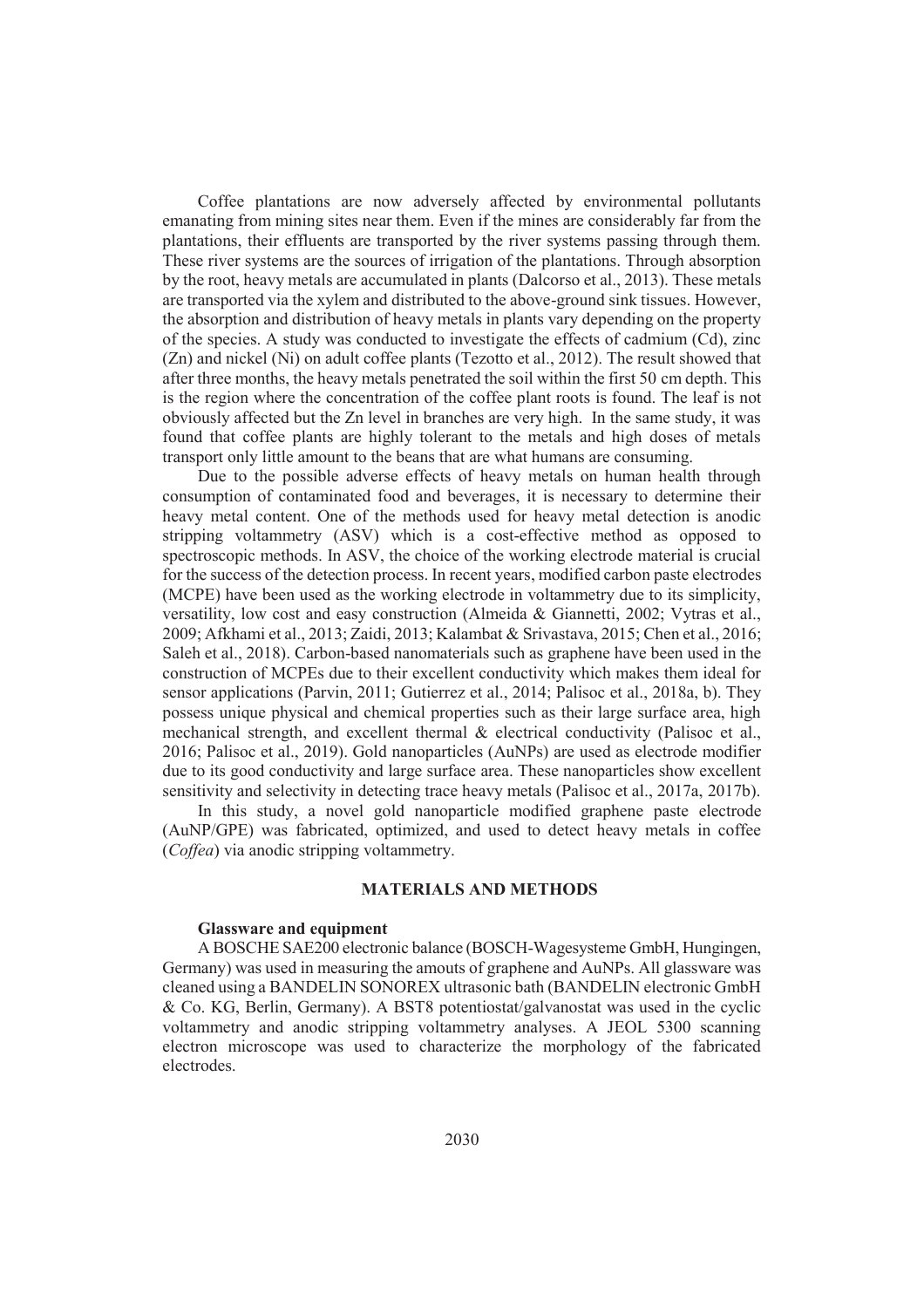Coffee plantations are now adversely affected by environmental pollutants emanating from mining sites near them. Even if the mines are considerably far from the plantations, their effluents are transported by the river systems passing through them. These river systems are the sources of irrigation of the plantations. Through absorption by the root, heavy metals are accumulated in plants (Dalcorso et al., 2013). These metals are transported via the xylem and distributed to the above-ground sink tissues. However, the absorption and distribution of heavy metals in plants vary depending on the property of the species. A study was conducted to investigate the effects of cadmium (Cd), zinc (Zn) and nickel (Ni) on adult coffee plants (Tezotto et al., 2012). The result showed that after three months, the heavy metals penetrated the soil within the first 50 cm depth. This is the region where the concentration of the coffee plant roots is found. The leaf is not obviously affected but the Zn level in branches are very high. In the same study, it was found that coffee plants are highly tolerant to the metals and high doses of metals transport only little amount to the beans that are what humans are consuming.

Due to the possible adverse effects of heavy metals on human health through consumption of contaminated food and beverages, it is necessary to determine their heavy metal content. One of the methods used for heavy metal detection is anodic stripping voltammetry (ASV) which is a cost-effective method as opposed to spectroscopic methods. In ASV, the choice of the working electrode material is crucial for the success of the detection process. In recent years, modified carbon paste electrodes (MCPE) have been used as the working electrode in voltammetry due to its simplicity, versatility, low cost and easy construction (Almeida & Giannetti, 2002; Vytras et al., 2009; Afkhami et al., 2013; Zaidi, 2013; Kalambat & Srivastava, 2015; Chen et al., 2016; Saleh et al., 2018). Carbon-based nanomaterials such as graphene have been used in the construction of MCPEs due to their excellent conductivity which makes them ideal for sensor applications (Parvin, 2011; Gutierrez et al., 2014; Palisoc et al., 2018a, b). They possess unique physical and chemical properties such as their large surface area, high mechanical strength, and excellent thermal & electrical conductivity (Palisoc et al., 2016; Palisoc et al., 2019). Gold nanoparticles (AuNPs) are used as electrode modifier due to its good conductivity and large surface area. These nanoparticles show excellent sensitivity and selectivity in detecting trace heavy metals (Palisoc et al., 2017a, 2017b).

In this study, a novel gold nanoparticle modified graphene paste electrode (AuNP/GPE) was fabricated, optimized, and used to detect heavy metals in coffee (*Coffea*) via anodic stripping voltammetry.

## MATERIALS AND METHODS

### Glassware and equipment

A BOSCHE SAE200 electronic balance (BOSCH-Wagesysteme GmbH, Hungingen, Germany) was used in measuring the amouts of graphene and AuNPs. All glassware was cleaned using a BANDELIN SONOREX ultrasonic bath (BANDELIN electronic GmbH & Co. KG, Berlin, Germany). A BST8 potentiostat/galvanostat was used in the cyclic voltammetry and anodic stripping voltammetry analyses. A JEOL 5300 scanning electron microscope was used to characterize the morphology of the fabricated electrodes.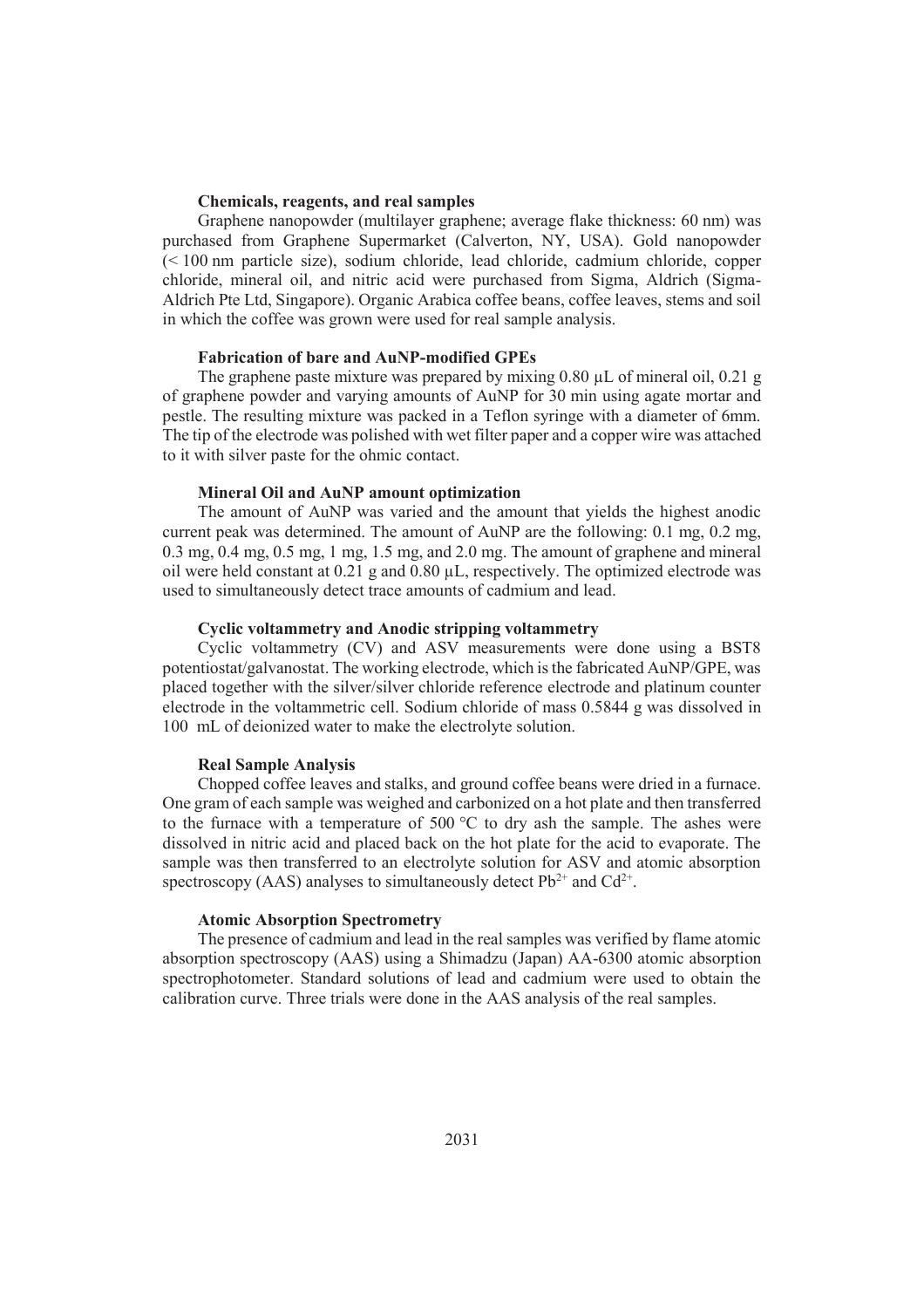### Chemicals, reagents, and real samples

Graphene nanopowder (multilayer graphene; average flake thickness: 60 nm) was purchased from Graphene Supermarket (Calverton, NY, USA). Gold nanopowder (< 100 nm particle size), sodium chloride, lead chloride, cadmium chloride, copper chloride, mineral oil, and nitric acid were purchased from Sigma, Aldrich (Sigma-Aldrich Pte Ltd, Singapore). Organic Arabica coffee beans, coffee leaves, stems and soil in which the coffee was grown were used for real sample analysis.

### Fabrication of bare and AuNP-modified GPEs

The graphene paste mixture was prepared by mixing 0.80 µL of mineral oil, 0.21 g of graphene powder and varying amounts of AuNP for 30 min using agate mortar and pestle. The resulting mixture was packed in a Teflon syringe with a diameter of 6mm. The tip of the electrode was polished with wet filter paper and a copper wire was attached to it with silver paste for the ohmic contact.

### Mineral Oil and AuNP amount optimization

The amount of AuNP was varied and the amount that yields the highest anodic current peak was determined. The amount of AuNP are the following: 0.1 mg, 0.2 mg, 0.3 mg, 0.4 mg, 0.5 mg, 1 mg, 1.5 mg, and 2.0 mg. The amount of graphene and mineral oil were held constant at 0.21 g and 0.80 µL, respectively. The optimized electrode was used to simultaneously detect trace amounts of cadmium and lead.

### Cyclic voltammetry and Anodic stripping voltammetry

Cyclic voltammetry (CV) and ASV measurements were done using a BST8 potentiostat/galvanostat. The working electrode, which is the fabricated AuNP/GPE, was placed together with the silver/silver chloride reference electrode and platinum counter electrode in the voltammetric cell. Sodium chloride of mass 0.5844 g was dissolved in 100 mL of deionized water to make the electrolyte solution.

### Real Sample Analysis

Chopped coffee leaves and stalks, and ground coffee beans were dried in a furnace. One gram of each sample was weighed and carbonized on a hot plate and then transferred to the furnace with a temperature of 500 °C to dry ash the sample. The ashes were dissolved in nitric acid and placed back on the hot plate for the acid to evaporate. The sample was then transferred to an electrolyte solution for ASV and atomic absorption spectroscopy (AAS) analyses to simultaneously detect $Pb^{2+}$ and $Cd^{2+}$.

### Atomic Absorption Spectrometry

The presence of cadmium and lead in the real samples was verified by flame atomic absorption spectroscopy (AAS) using a Shimadzu (Japan) AA-6300 atomic absorption spectrophotometer. Standard solutions of lead and cadmium were used to obtain the calibration curve. Three trials were done in the AAS analysis of the real samples.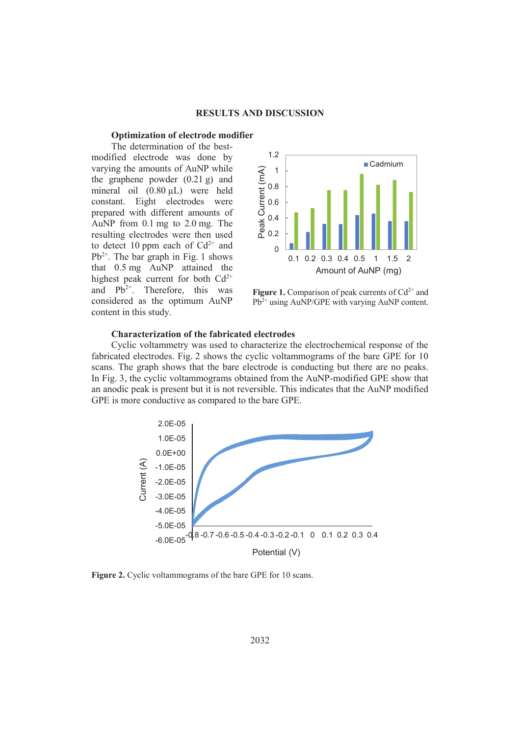## RESULTS AND DISCUSSION

### Optimization of electrode modifier

The determination of the best-modified electrode was done by varying the amounts of AuNP while the graphene powder (0.21 g) and mineral oil (0.80 µL) were held constant. Eight electrodes were prepared with different amounts of AuNP from 0.1 mg to 2.0 mg. The resulting electrodes were then used to detect 10 ppm each of $Cd^{2+}$ and $Pb^{2+}$. The bar graph in Fig. 1 shows that 0.5 mg AuNP attained the highest peak current for both $Cd^{2+}$ and $Pb^{2+}$. Therefore, this was considered as the optimum AuNP content in this study.

**Figure 1.** Comparison of peak currents of $Cd^{2+}$ and $Pb^{2+}$ using AuNP/GPE with varying AuNP content.

### Characterization of the fabricated electrodes

Cyclic voltammetry was used to characterize the electrochemical response of the fabricated electrodes. Fig. 2 shows the cyclic voltammograms of the bare GPE for 10 scans. The graph shows that the bare electrode is conducting but there are no peaks. In Fig. 3, the cyclic voltammograms obtained from the AuNP-modified GPE show that an anodic peak is present but it is not reversible. This indicates that the AuNP modified GPE is more conductive as compared to the bare GPE.

**Figure 2.** Cyclic voltammograms of the bare GPE for 10 scans.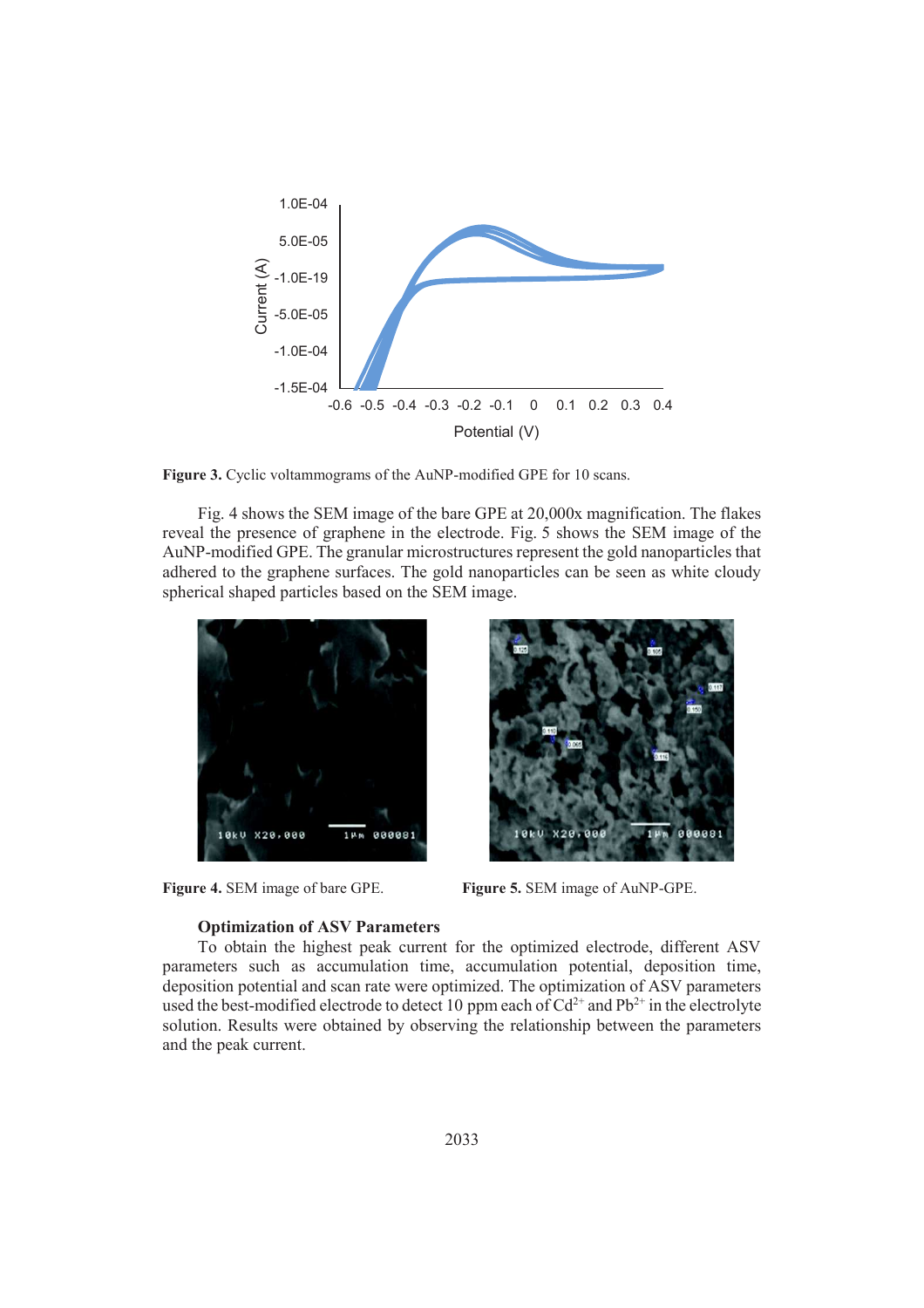Figure 3. Cyclic voltammograms of the AuNP-modified GPE for 10 scans.

Fig. 4 shows the SEM image of the bare GPE at 20,000x magnification. The flakes reveal the presence of graphene in the electrode. Fig. 5 shows the SEM image of the AuNP-modified GPE. The granular microstructures represent the gold nanoparticles that adhered to the graphene surfaces. The gold nanoparticles can be seen as white cloudy spherical shaped particles based on the SEM image.

**Figure 4.** SEM image of bare GPE.

**Figure 5.** SEM image of AuNP-GPE.

### Optimization of ASV Parameters

To obtain the highest peak current for the optimized electrode, different ASV parameters such as accumulation time, accumulation potential, deposition time, deposition potential and scan rate were optimized. The optimization of ASV parameters used the best-modified electrode to detect 10 ppm each of $Cd^{2+}$ and $Pb^{2+}$ in the electrolyte solution. Results were obtained by observing the relationship between the parameters and the peak current.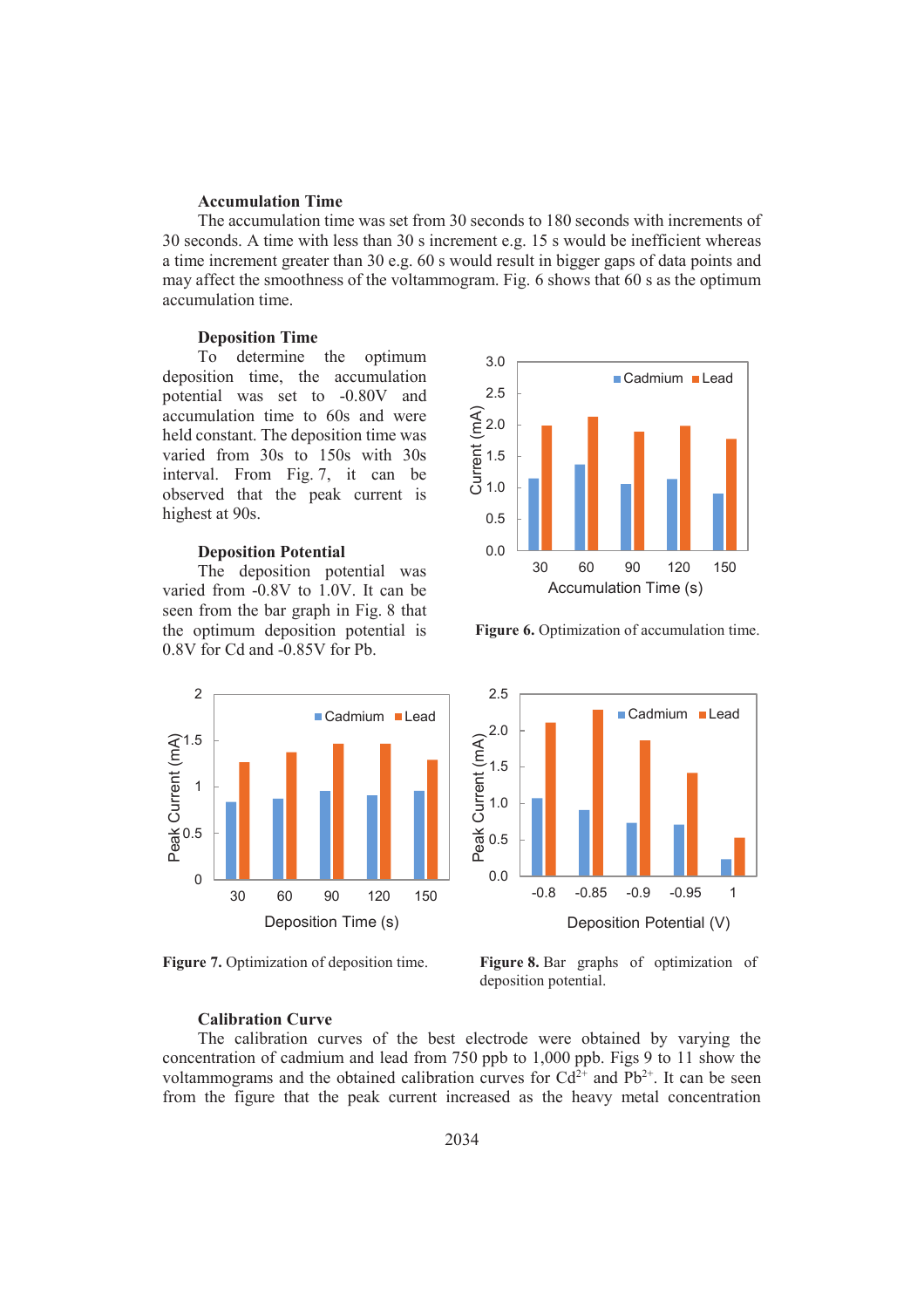### Accumulation Time

The accumulation time was set from 30 seconds to 180 seconds with increments of 30 seconds. A time with less than 30 s increment e.g. 15 s would be inefficient whereas a time increment greater than 30 e.g. 60 s would result in bigger gaps of data points and may affect the smoothness of the voltammogram. Fig. 6 shows that 60 s as the optimum accumulation time.

### Deposition Time

To determine the optimum deposition time, the accumulation potential was set to -0.80V and accumulation time to 60s and were held constant. The deposition time was varied from 30s to 150s with 30s interval. From Fig. 7, it can be observed that the peak current is highest at 90s.

### Deposition Potential

The deposition potential was varied from -0.8V to 1.0V. It can be seen from the bar graph in Fig. 8 that the optimum deposition potential is 0.8V for Cd and -0.85V for Pb.

**Figure 6.** Optimization of accumulation time.

**Figure 7.** Optimization of deposition time.

**Figure 8.** Bar graphs of optimization of deposition potential.

### Calibration Curve

The calibration curves of the best electrode were obtained by varying the concentration of cadmium and lead from 750 ppb to 1,000 ppb. Figs 9 to 11 show the voltammograms and the obtained calibration curves for $Cd^{2+}$ and $Pb^{2+}$. It can be seen from the figure that the peak current increased as the heavy metal concentration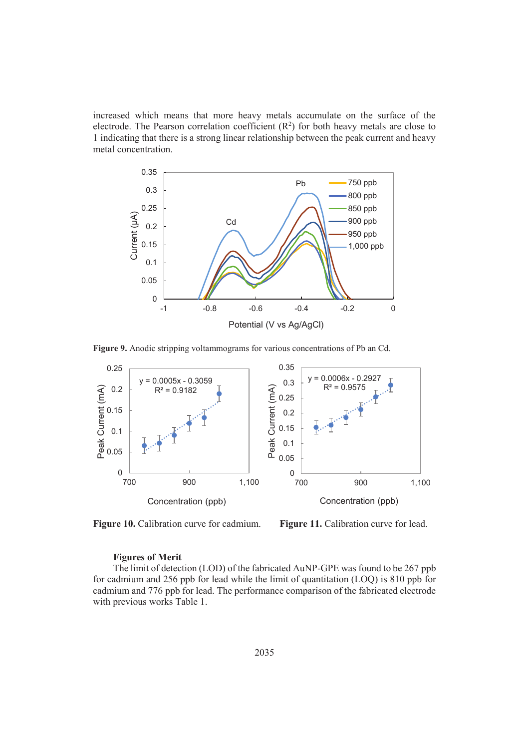increased which means that more heavy metals accumulate on the surface of the electrode. The Pearson correlation coefficient ($R^2$) for both heavy metals are close to 1 indicating that there is a strong linear relationship between the peak current and heavy metal concentration.

**Figure 9.** Anodic stripping voltammograms for various concentrations of Pb an Cd.

**Figure 10.** Calibration curve for cadmium.

**Figure 11.** Calibration curve for lead.

### Figures of Merit

The limit of detection (LOD) of the fabricated AuNP-GPE was found to be 267 ppb for cadmium and 256 ppb for lead while the limit of quantitation (LOQ) is 810 ppb for cadmium and 776 ppb for lead. The performance comparison of the fabricated electrode with previous works Table 1.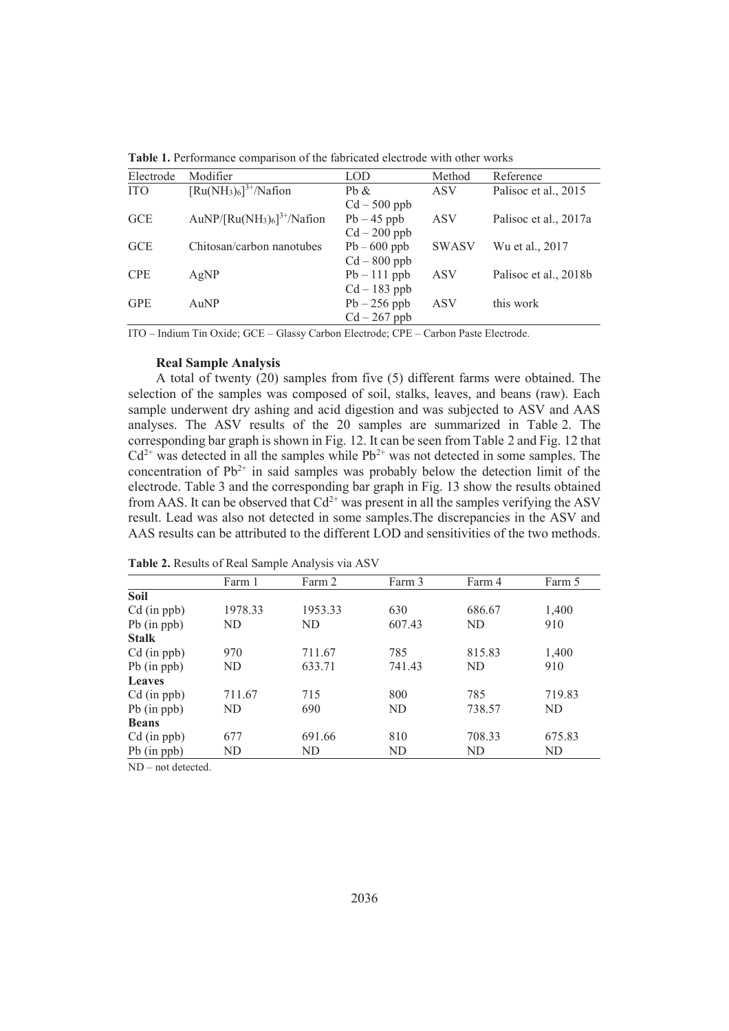**Table 1.** Performance comparison of the fabricated electrode with other works

| Electrode | Modifier | LOD | Method | Reference |
|---|---|---|---|---|
| ITO | $[Ru(NH_3)_6]^{3+}$/Nafion | Pb & Cd – 500 ppb | ASV | Palisoc et al., 2015 |
| GCE | AuNP/$[Ru(NH_3)_6]^{3+}$/Nafion | Pb – 45 ppb Cd – 200 ppb | ASV | Palisoc et al., 2017a |
| GCE | Chitosan/carbon nanotubes | Pb – 600 ppb Cd – 800 ppb | SWASV | Wu et al., 2017 |
| CPE | AgNP | Pb – 111 ppb Cd – 183 ppb | ASV | Palisoc et al., 2018b |
| GPE | AuNP | Pb – 256 ppb Cd – 267 ppb | ASV | this work |

ITO – Indium Tin Oxide; GCE – Glassy Carbon Electrode; CPE – Carbon Paste Electrode.

### Real Sample Analysis

A total of twenty (20) samples from five (5) different farms were obtained. The selection of the samples was composed of soil, stalks, leaves, and beans (raw). Each sample underwent dry ashing and acid digestion and was subjected to ASV and AAS analyses. The ASV results of the 20 samples are summarized in Table 2. The corresponding bar graph is shown in Fig. 12. It can be seen from Table 2 and Fig. 12 that $Cd^{2+}$ was detected in all the samples while $Pb^{2+}$ was not detected in some samples. The concentration of $Pb^{2+}$ in said samples was probably below the detection limit of the electrode. Table 3 and the corresponding bar graph in Fig. 13 show the results obtained from AAS. It can be observed that $Cd^{2+}$ was present in all the samples verifying the ASV result. Lead was also not detected in some samples.The discrepancies in the ASV and AAS results can be attributed to the different LOD and sensitivities of the two methods.

**Table 2.** Results of Real Sample Analysis via ASV

| | Farm 1 | Farm 2 | Farm 3 | Farm 4 | Farm 5 |
|---|---|---|---|---|---|
| **Soil** | | | | | |
| Cd (in ppb) | 1978.33 | 1953.33 | 630 | 686.67 | 1,400 |
| Pb (in ppb) | ND | ND | 607.43 | ND | 910 |
| **Stalk** | | | | | |
| Cd (in ppb) | 970 | 711.67 | 785 | 815.83 | 1,400 |
| Pb (in ppb) | ND | 633.71 | 741.43 | ND | 910 |
| **Leaves** | | | | | |
| Cd (in ppb) | 711.67 | 715 | 800 | 785 | 719.83 |
| Pb (in ppb) | ND | 690 | ND | 738.57 | ND |
| **Beans** | | | | | |
| Cd (in ppb) | 677 | 691.66 | 810 | 708.33 | 675.83 |
| Pb (in ppb) | ND | ND | ND | ND | ND |

ND – not detected.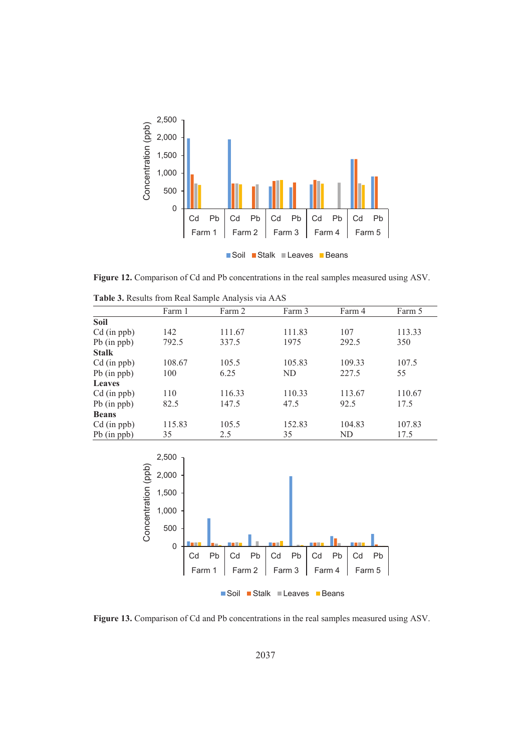**Figure 12.** Comparison of Cd and Pb concentrations in the real samples measured using ASV.

**Table 3.** Results from Real Sample Analysis via AAS

| | Farm 1 | Farm 2 | Farm 3 | Farm 4 | Farm 5 |
|---|---|---|---|---|---|
| **Soil** | | | | | |
| Cd (in ppb) | 142 | 111.67 | 111.83 | 107 | 113.33 |
| Pb (in ppb) | 792.5 | 337.5 | 1975 | 292.5 | 350 |
| **Stalk** | | | | | |
| Cd (in ppb) | 108.67 | 105.5 | 105.83 | 109.33 | 107.5 |
| Pb (in ppb) | 100 | 6.25 | ND | 227.5 | 55 |
| **Leaves** | | | | | |
| Cd (in ppb) | 110 | 116.33 | 110.33 | 113.67 | 110.67 |
| Pb (in ppb) | 82.5 | 147.5 | 47.5 | 92.5 | 17.5 |
| **Beans** | | | | | |
| Cd (in ppb) | 115.83 | 105.5 | 152.83 | 104.83 | 107.83 |
| Pb (in ppb) | 35 | 2.5 | 35 | ND | 17.5 |

**Figure 13.** Comparison of Cd and Pb concentrations in the real samples measured using ASV.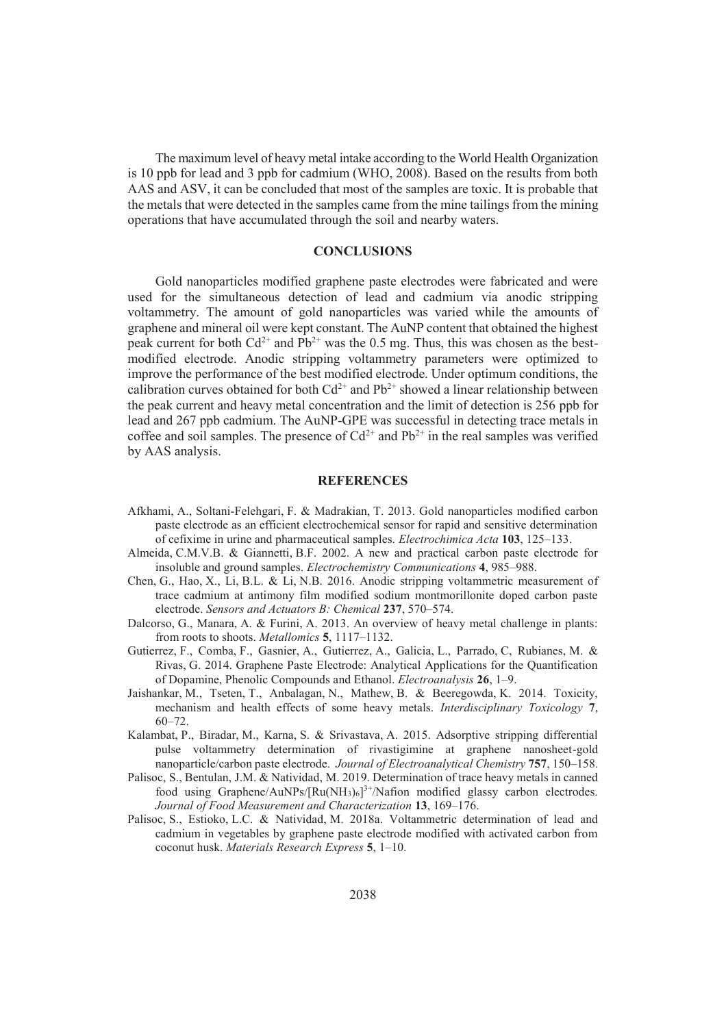The maximum level of heavy metal intake according to the World Health Organization is 10 ppb for lead and 3 ppb for cadmium (WHO, 2008). Based on the results from both AAS and ASV, it can be concluded that most of the samples are toxic. It is probable that the metals that were detected in the samples came from the mine tailings from the mining operations that have accumulated through the soil and nearby waters.

## CONCLUSIONS

Gold nanoparticles modified graphene paste electrodes were fabricated and were used for the simultaneous detection of lead and cadmium via anodic stripping voltammetry. The amount of gold nanoparticles was varied while the amounts of graphene and mineral oil were kept constant. The AuNP content that obtained the highest peak current for both $Cd^{2+}$ and $Pb^{2+}$ was the 0.5 mg. Thus, this was chosen as the best-modified electrode. Anodic stripping voltammetry parameters were optimized to improve the performance of the best modified electrode. Under optimum conditions, the calibration curves obtained for both $Cd^{2+}$ and $Pb^{2+}$ showed a linear relationship between the peak current and heavy metal concentration and the limit of detection is 256 ppb for lead and 267 ppb cadmium. The AuNP-GPE was successful in detecting trace metals in coffee and soil samples. The presence of $Cd^{2+}$ and $Pb^{2+}$ in the real samples was verified by AAS analysis.

## REFERENCES

Afkhami, A., Soltani-Felehgari, F. & Madrakian, T. 2013. Gold nanoparticles modified carbon paste electrode as an efficient electrochemical sensor for rapid and sensitive determination of cefixime in urine and pharmaceutical samples. *Electrochimica Acta* **103**, 125–133.

Almeida, C.M.V.B. & Giannetti, B.F. 2002. A new and practical carbon paste electrode for insoluble and ground samples. *Electrochemistry Communications* **4**, 985–988.

Chen, G., Hao, X., Li, B.L. & Li, N.B. 2016. Anodic stripping voltammetric measurement of trace cadmium at antimony film modified sodium montmorillonite doped carbon paste electrode. *Sensors and Actuators B: Chemical* **237**, 570–574.

Dalcorso, G., Manara, A. & Furini, A. 2013. An overview of heavy metal challenge in plants: from roots to shoots. *Metallomics* **5**, 1117–1132.

Gutierrez, F., Comba, F., Gasnier, A., Gutierrez, A., Galicia, L., Parrado, C, Rubianes, M. & Rivas, G. 2014. Graphene Paste Electrode: Analytical Applications for the Quantification of Dopamine, Phenolic Compounds and Ethanol. *Electroanalysis* **26**, 1–9.

Jaishankar, M., Tseten, T., Anbalagan, N., Mathew, B. & Beeregowda, K. 2014. Toxicity, mechanism and health effects of some heavy metals. *Interdisciplinary Toxicology* **7**, 60–72.

Kalambat, P., Biradar, M., Karna, S. & Srivastava, A. 2015. Adsorptive stripping differential pulse voltammetry determination of rivastigimine at graphene nanosheet-gold nanoparticle/carbon paste electrode. *Journal of Electroanalytical Chemistry* **757**, 150–158.

Palisoc, S., Bentulan, J.M. & Natividad, M. 2019. Determination of trace heavy metals in canned food using Graphene/AuNPs/$[Ru(NH_3)_6]^{3+}$/Nafion modified glassy carbon electrodes. *Journal of Food Measurement and Characterization* **13**, 169–176.

Palisoc, S., Estioko, L.C. & Natividad, M. 2018a. Voltammetric determination of lead and cadmium in vegetables by graphene paste electrode modified with activated carbon from coconut husk. *Materials Research Express* **5**, 1–10.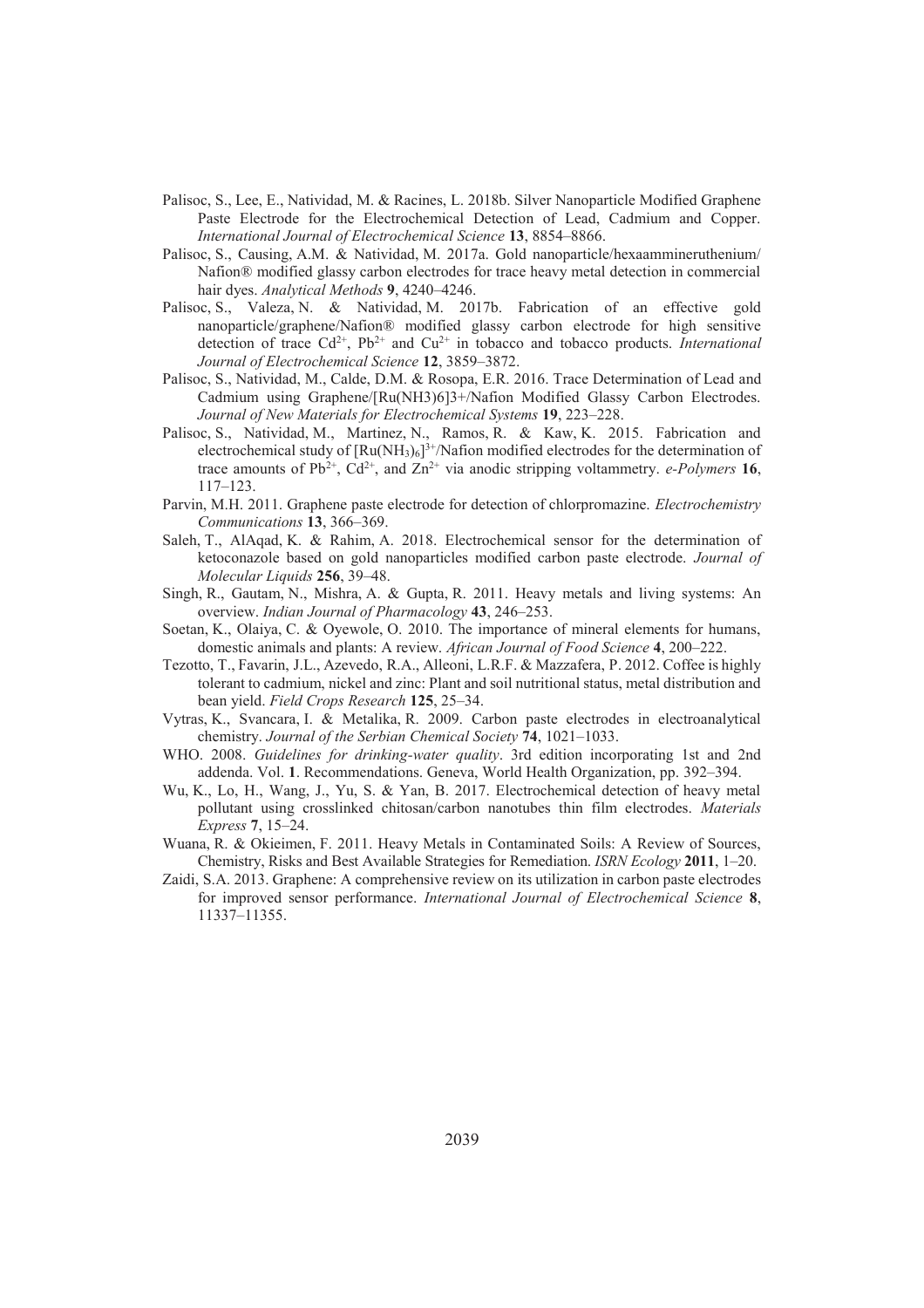Palisoc, S., Lee, E., Natividad, M. & Racines, L. 2018b. Silver Nanoparticle Modified Graphene Paste Electrode for the Electrochemical Detection of Lead, Cadmium and Copper. *International Journal of Electrochemical Science* **13**, 8854–8866.

Palisoc, S., Causing, A.M. & Natividad, M. 2017a. Gold nanoparticle/hexaammineruthenium/ Nafion® modified glassy carbon electrodes for trace heavy metal detection in commercial hair dyes. *Analytical Methods* **9**, 4240–4246.

Palisoc, S., Valeza, N. & Natividad, M. 2017b. Fabrication of an effective gold nanoparticle/graphene/Nafion® modified glassy carbon electrode for high sensitive detection of trace $Cd^{2+}$, $Pb^{2+}$ and $Cu^{2+}$ in tobacco and tobacco products. *International Journal of Electrochemical Science* **12**, 3859–3872.

Palisoc, S., Natividad, M., Calde, D.M. & Rosopa, E.R. 2016. Trace Determination of Lead and Cadmium using Graphene/[Ru(NH3)6]3+/Nafion Modified Glassy Carbon Electrodes. *Journal of New Materials for Electrochemical Systems* **19**, 223–228.

Palisoc, S., Natividad, M., Martinez, N., Ramos, R. & Kaw, K. 2015. Fabrication and electrochemical study of $[Ru(NH_3)_6]^{3+}$/Nafion modified electrodes for the determination of trace amounts of $Pb^{2+}$, $Cd^{2+}$, and $Zn^{2+}$ via anodic stripping voltammetry. *e-Polymers* **16**, 117–123.

Parvin, M.H. 2011. Graphene paste electrode for detection of chlorpromazine. *Electrochemistry Communications* **13**, 366–369.

Saleh, T., AlAqad, K. & Rahim, A. 2018. Electrochemical sensor for the determination of ketoconazole based on gold nanoparticles modified carbon paste electrode. *Journal of Molecular Liquids* **256**, 39–48.

Singh, R., Gautam, N., Mishra, A. & Gupta, R. 2011. Heavy metals and living systems: An overview. *Indian Journal of Pharmacology* **43**, 246–253.

Soetan, K., Olaiya, C. & Oyewole, O. 2010. The importance of mineral elements for humans, domestic animals and plants: A review. *African Journal of Food Science* **4**, 200–222.

Tezotto, T., Favarin, J.L., Azevedo, R.A., Alleoni, L.R.F. & Mazzafera, P. 2012. Coffee is highly tolerant to cadmium, nickel and zinc: Plant and soil nutritional status, metal distribution and bean yield. *Field Crops Research* **125**, 25–34.

Vytras, K., Svancara, I. & Metalika, R. 2009. Carbon paste electrodes in electroanalytical chemistry. *Journal of the Serbian Chemical Society* **74**, 1021–1033.

WHO. 2008. *Guidelines for drinking-water quality*. 3rd edition incorporating 1st and 2nd addenda. Vol. **1**. Recommendations. Geneva, World Health Organization, pp. 392–394.

Wu, K., Lo, H., Wang, J., Yu, S. & Yan, B. 2017. Electrochemical detection of heavy metal pollutant using crosslinked chitosan/carbon nanotubes thin film electrodes. *Materials Express* **7**, 15–24.

Wuana, R. & Okieimen, F. 2011. Heavy Metals in Contaminated Soils: A Review of Sources, Chemistry, Risks and Best Available Strategies for Remediation. *ISRN Ecology* **2011**, 1–20.

Zaidi, S.A. 2013. Graphene: A comprehensive review on its utilization in carbon paste electrodes for improved sensor performance. *International Journal of Electrochemical Science* **8**, 11337–11355.